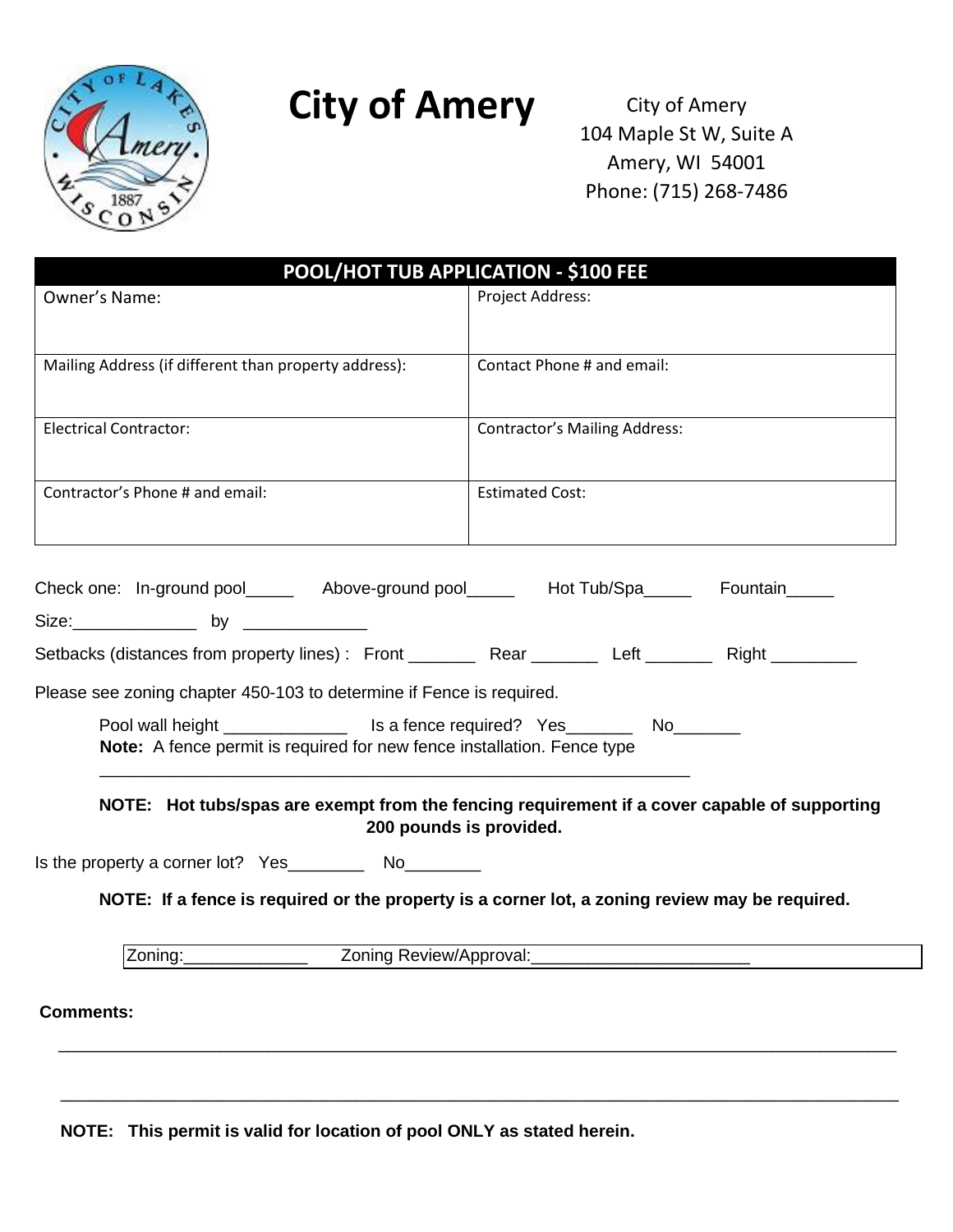# City of Amery

City of Amery
104 Maple St W, Suite A
Amery, WI 54001
Phone: (715) 268-7486

| POOL/HOT TUB APPLICATION - $100 FEE | |
|---|---|
| Owner's Name: | Project Address: |
| Mailing Address (if different than property address): | Contact Phone # and email: |
| Electrical Contractor: | Contractor's Mailing Address: |
| Contractor's Phone # and email: | Estimated Cost: |

Check one: In-ground pool_____ Above-ground pool_____ Hot Tub/Spa_____ Fountain_____

Size:_____________ by _____________

Setbacks (distances from property lines) : Front _______ Rear _______ Left _______ Right _________

Please see zoning chapter 450-103 to determine if Fence is required.

Pool wall height _____________ Is a fence required? Yes_______ No_______

**Note:** A fence permit is required for new fence installation. Fence type _______________________________________________________________

**NOTE: Hot tubs/spas are exempt from the fencing requirement if a cover capable of supporting 200 pounds is provided.**

Is the property a corner lot? Yes________ No________

**NOTE: If a fence is required or the property is a corner lot, a zoning review may be required.**

| Zoning:_____________ Zoning Review/Approval:______________________ |
|---|

**Comments:**

_______________________________________________________________________________________

_______________________________________________________________________________________

**NOTE: This permit is valid for location of pool ONLY as stated herein.**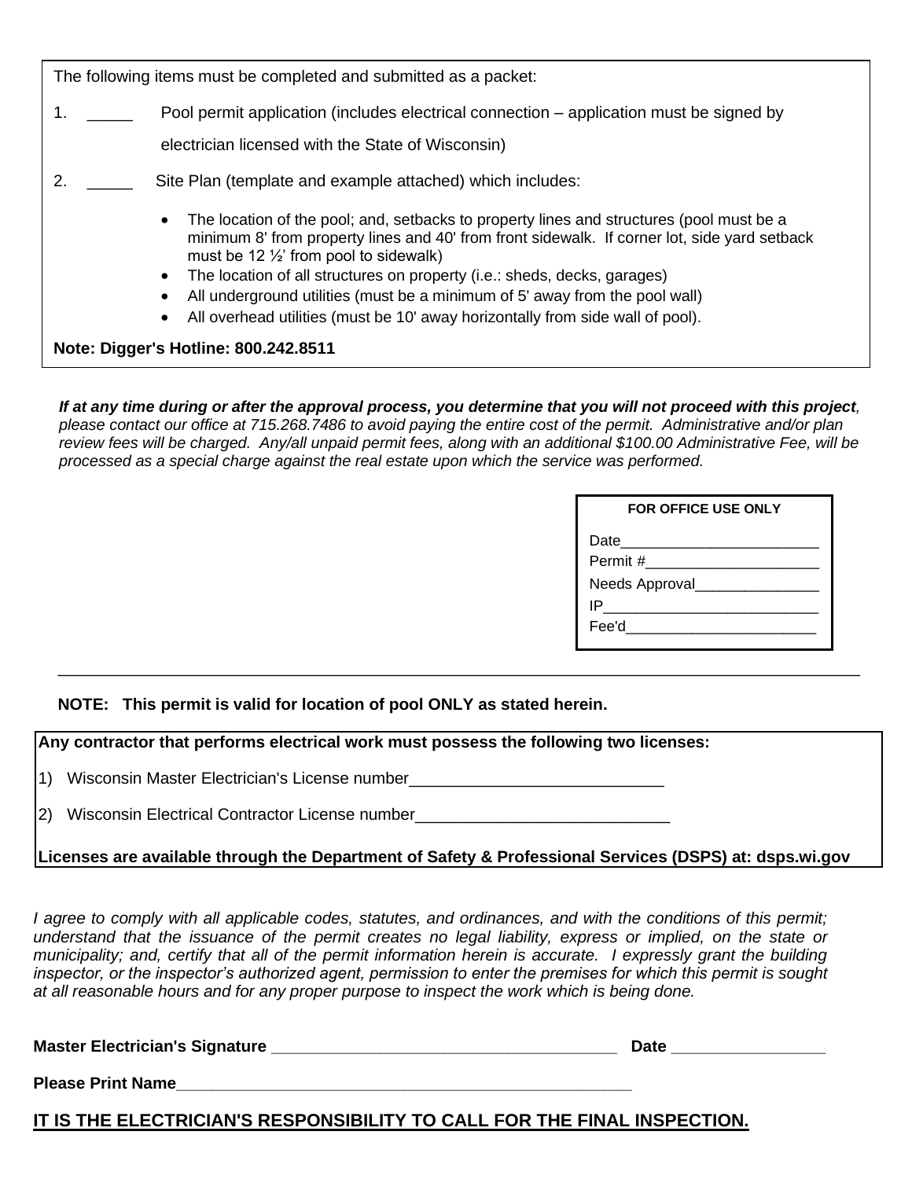The following items must be completed and submitted as a packet:

1. _____ Pool permit application (includes electrical connection – application must be signed by electrician licensed with the State of Wisconsin)

2. _____ Site Plan (template and example attached) which includes:

   - The location of the pool; and, setbacks to property lines and structures (pool must be a minimum 8' from property lines and 40' from front sidewalk. If corner lot, side yard setback must be 12 ½' from pool to sidewalk)
   - The location of all structures on property (i.e.: sheds, decks, garages)
   - All underground utilities (must be a minimum of 5' away from the pool wall)
   - All overhead utilities (must be 10' away horizontally from side wall of pool).

**Note: Digger's Hotline: 800.242.8511**

***If at any time during or after the approval process, you determine that you will not proceed with this project**, please contact our office at 715.268.7486 to avoid paying the entire cost of the permit. Administrative and/or plan review fees will be charged. Any/all unpaid permit fees, along with an additional $100.00 Administrative Fee, will be processed as a special charge against the real estate upon which the service was performed.*

**FOR OFFICE USE ONLY**

Date________________________

Permit #_____________________

Needs Approval_______________

IP__________________________

Fee'd_______________________

---

**NOTE: This permit is valid for location of pool ONLY as stated herein.**

**Any contractor that performs electrical work must possess the following two licenses:**

1) Wisconsin Master Electrician's License number____________________________

2) Wisconsin Electrical Contractor License number____________________________

**Licenses are available through the Department of Safety & Professional Services (DSPS) at: dsps.wi.gov**

*I agree to comply with all applicable codes, statutes, and ordinances, and with the conditions of this permit; understand that the issuance of the permit creates no legal liability, express or implied, on the state or municipality; and, certify that all of the permit information herein is accurate. I expressly grant the building inspector, or the inspector's authorized agent, permission to enter the premises for which this permit is sought at all reasonable hours and for any proper purpose to inspect the work which is being done.*

**Master Electrician's Signature** ______________________________________ **Date** ________________

**Please Print Name**____________________________________________________

**<u>IT IS THE ELECTRICIAN'S RESPONSIBILITY TO CALL FOR THE FINAL INSPECTION.</u>**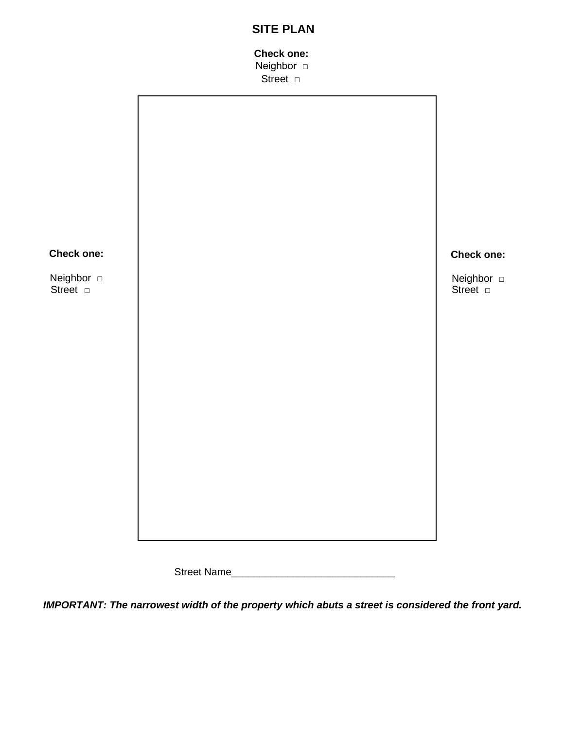# SITE PLAN

**Check one:**

Neighbor □

Street □

**Check one:**

Neighbor □

Street □

**Check one:**

Neighbor □

Street □

Street Name____________________________

***IMPORTANT: The narrowest width of the property which abuts a street is considered the front yard.***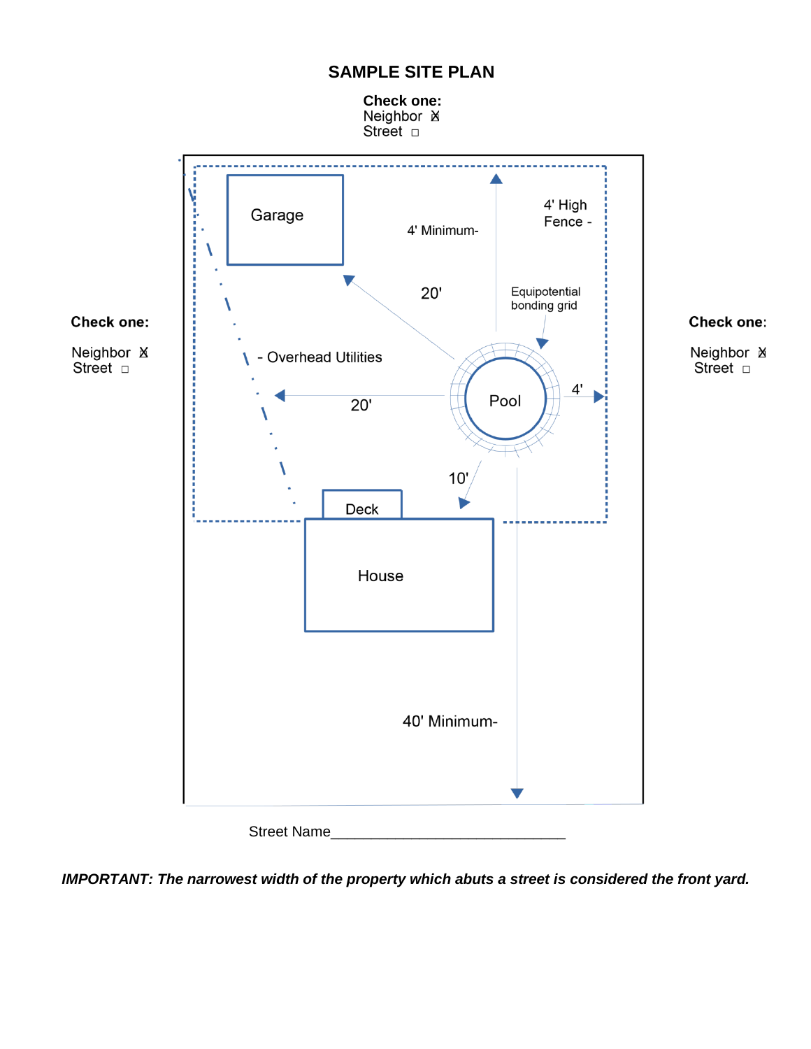# SAMPLE SITE PLAN

**Check one:**
Neighbor ☒
Street ☐

**Check one:**

Neighbor ☒
Street ☐

**Check one:**

Neighbor ☒
Street ☐

Garage

4' Minimum-

4' High Fence -

20'

Equipotential bonding grid

- Overhead Utilities

20'

Pool

4'

10'

Deck

House

40' Minimum-

Street Name_______________________________

***IMPORTANT: The narrowest width of the property which abuts a street is considered the front yard.***